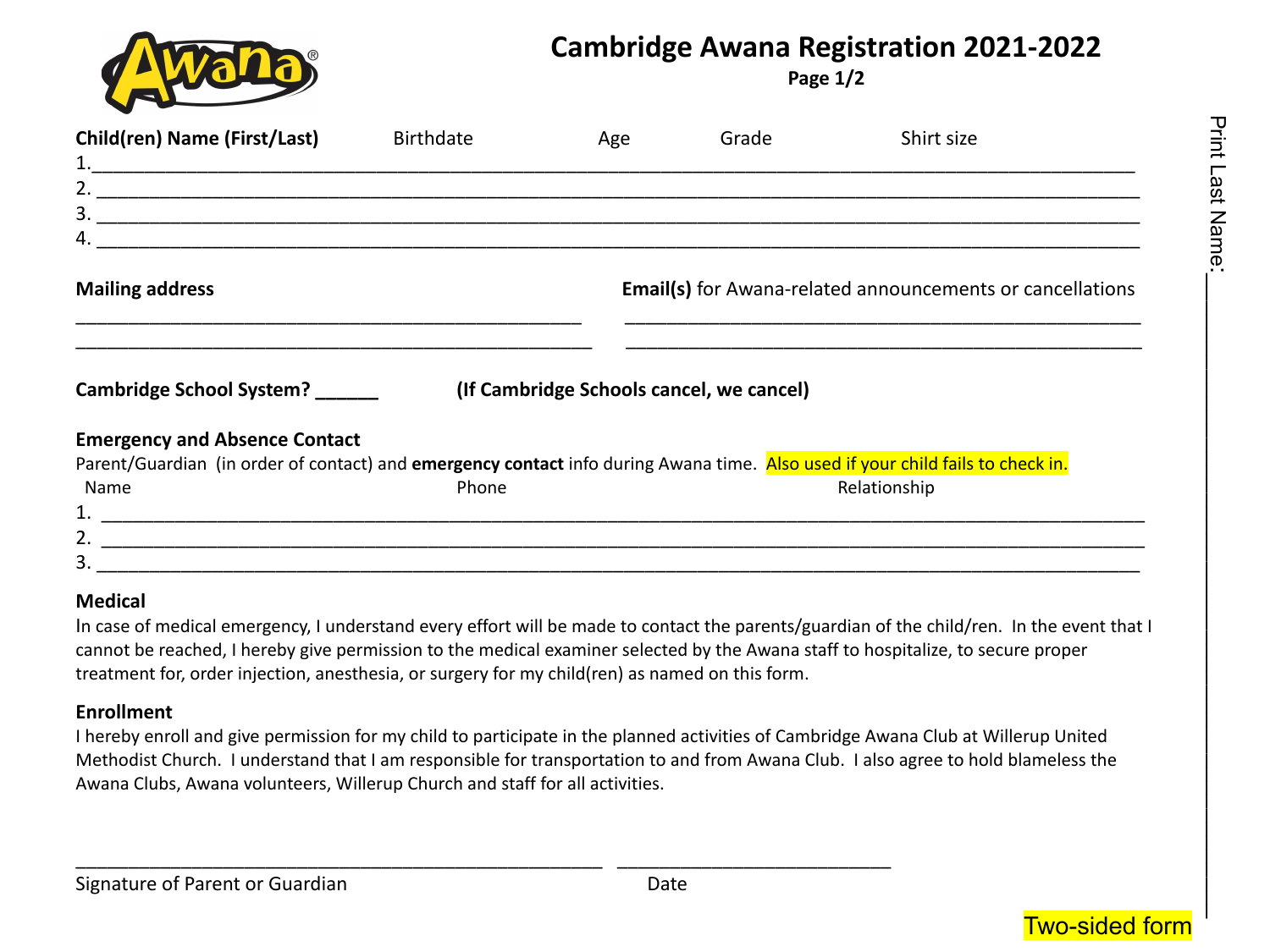# Cambridge Awana Registration 2021-2022

**Page 1/2**

**Child(ren) Name (First/Last)** Birthdate Age Grade Shirt size

1.____________________________________________________________________________________________

2. ____________________________________________________________________________________________

3. ____________________________________________________________________________________________

4. ____________________________________________________________________________________________

**Mailing address**

____________________________________________

____________________________________________

**Email(s)** for Awana-related announcements or cancellations

____________________________________________

____________________________________________

**Cambridge School System? ______** **(If Cambridge Schools cancel, we cancel)**

**Emergency and Absence Contact**

Parent/Guardian (in order of contact) and **emergency contact** info during Awana time. Also used if your child fails to check in.

Name Phone Relationship

1. ____________________________________________________________________________________________

2. ____________________________________________________________________________________________

3. ____________________________________________________________________________________________

**Medical**

In case of medical emergency, I understand every effort will be made to contact the parents/guardian of the child/ren. In the event that I cannot be reached, I hereby give permission to the medical examiner selected by the Awana staff to hospitalize, to secure proper treatment for, order injection, anesthesia, or surgery for my child(ren) as named on this form.

**Enrollment**

I hereby enroll and give permission for my child to participate in the planned activities of Cambridge Awana Club at Willerup United Methodist Church. I understand that I am responsible for transportation to and from Awana Club. I also agree to hold blameless the Awana Clubs, Awana volunteers, Willerup Church and staff for all activities.

________________________________________________ ________________________

Signature of Parent or Guardian Date

Print Last Name:________________________________

Two-sided form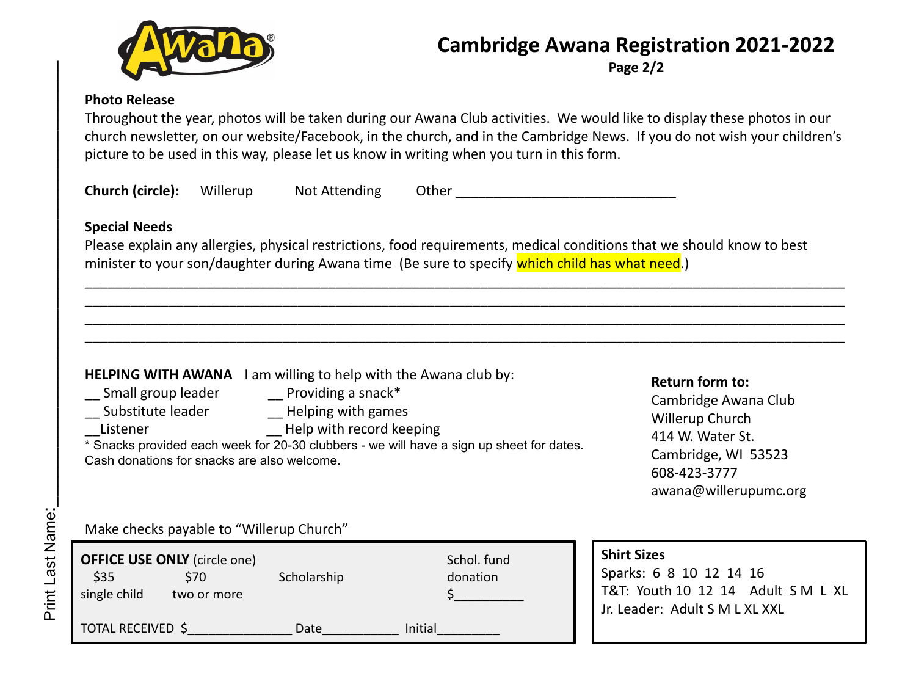# Cambridge Awana Registration 2021-2022

**Page 2/2**

**Photo Release**

Throughout the year, photos will be taken during our Awana Club activities. We would like to display these photos in our church newsletter, on our website/Facebook, in the church, and in the Cambridge News. If you do not wish your children's picture to be used in this way, please let us know in writing when you turn in this form.

**Church (circle):** Willerup Not Attending Other _____________________________

**Special Needs**

Please explain any allergies, physical restrictions, food requirements, medical conditions that we should know to best minister to your son/daughter during Awana time (Be sure to specify which child has what need.)

_______________________________________________________________________________________________

_______________________________________________________________________________________________

_______________________________________________________________________________________________

_______________________________________________________________________________________________

**HELPING WITH AWANA** I am willing to help with the Awana club by:

__ Small group leader __ Providing a snack*

__ Substitute leader __ Helping with games

__Listener __ Help with record keeping

* Snacks provided each week for 20-30 clubbers - we will have a sign up sheet for dates. Cash donations for snacks are also welcome.

**Return form to:**
Cambridge Awana Club
Willerup Church
414 W. Water St.
Cambridge, WI 53523
608-423-3777
awana@willerupumc.org

Print Last Name:___________________

Make checks payable to "Willerup Church"

**OFFICE USE ONLY** (circle one)

$35 single child $70 two or more Scholarship Schol. fund donation $_________

TOTAL RECEIVED $_______________ Date___________ Initial_________

**Shirt Sizes**

Sparks: 6 8 10 12 14 16

T&T: Youth 10 12 14 Adult S M L XL

Jr. Leader: Adult S M L XL XXL